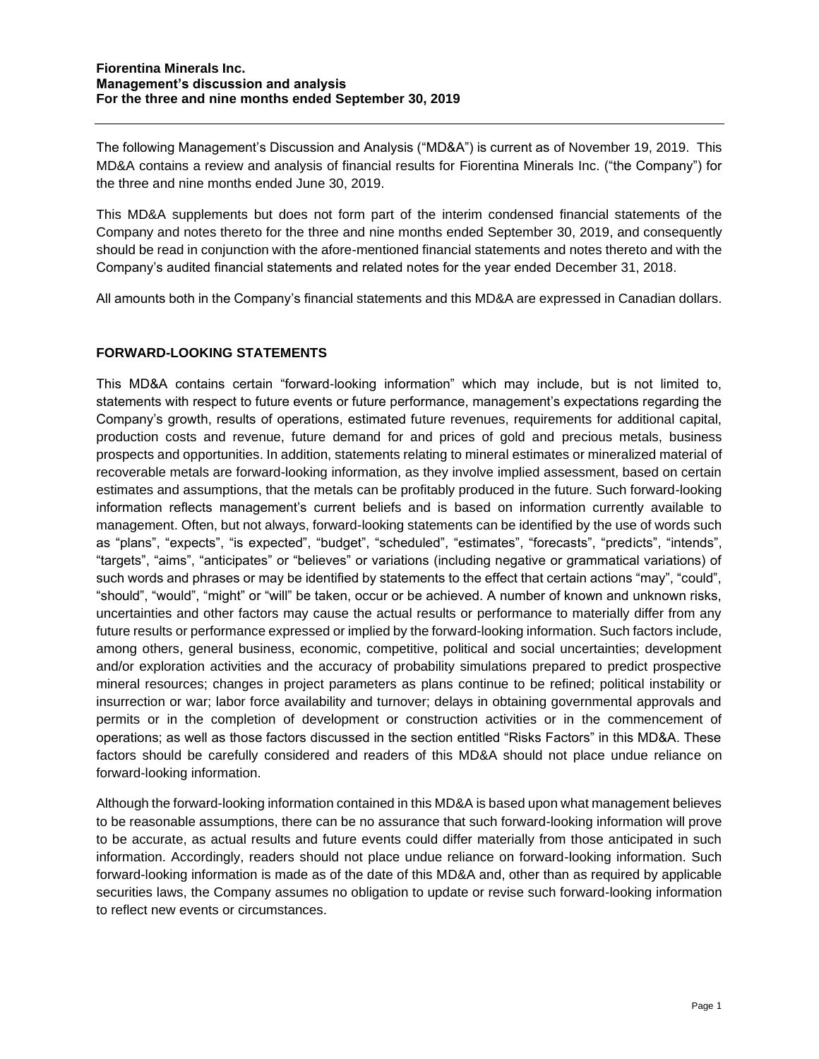**Fiorentina Minerals Inc.**
**Management's discussion and analysis**
**For the three and nine months ended September 30, 2019**

The following Management's Discussion and Analysis ("MD&A") is current as of November 19, 2019. This MD&A contains a review and analysis of financial results for Fiorentina Minerals Inc. ("the Company") for the three and nine months ended June 30, 2019.

This MD&A supplements but does not form part of the interim condensed financial statements of the Company and notes thereto for the three and nine months ended September 30, 2019, and consequently should be read in conjunction with the afore-mentioned financial statements and notes thereto and with the Company's audited financial statements and related notes for the year ended December 31, 2018.

All amounts both in the Company's financial statements and this MD&A are expressed in Canadian dollars.

## FORWARD-LOOKING STATEMENTS

This MD&A contains certain "forward-looking information" which may include, but is not limited to, statements with respect to future events or future performance, management's expectations regarding the Company's growth, results of operations, estimated future revenues, requirements for additional capital, production costs and revenue, future demand for and prices of gold and precious metals, business prospects and opportunities. In addition, statements relating to mineral estimates or mineralized material of recoverable metals are forward-looking information, as they involve implied assessment, based on certain estimates and assumptions, that the metals can be profitably produced in the future. Such forward-looking information reflects management's current beliefs and is based on information currently available to management. Often, but not always, forward-looking statements can be identified by the use of words such as "plans", "expects", "is expected", "budget", "scheduled", "estimates", "forecasts", "predicts", "intends", "targets", "aims", "anticipates" or "believes" or variations (including negative or grammatical variations) of such words and phrases or may be identified by statements to the effect that certain actions "may", "could", "should", "would", "might" or "will" be taken, occur or be achieved. A number of known and unknown risks, uncertainties and other factors may cause the actual results or performance to materially differ from any future results or performance expressed or implied by the forward-looking information. Such factors include, among others, general business, economic, competitive, political and social uncertainties; development and/or exploration activities and the accuracy of probability simulations prepared to predict prospective mineral resources; changes in project parameters as plans continue to be refined; political instability or insurrection or war; labor force availability and turnover; delays in obtaining governmental approvals and permits or in the completion of development or construction activities or in the commencement of operations; as well as those factors discussed in the section entitled "Risks Factors" in this MD&A. These factors should be carefully considered and readers of this MD&A should not place undue reliance on forward-looking information.

Although the forward-looking information contained in this MD&A is based upon what management believes to be reasonable assumptions, there can be no assurance that such forward-looking information will prove to be accurate, as actual results and future events could differ materially from those anticipated in such information. Accordingly, readers should not place undue reliance on forward-looking information. Such forward-looking information is made as of the date of this MD&A and, other than as required by applicable securities laws, the Company assumes no obligation to update or revise such forward-looking information to reflect new events or circumstances.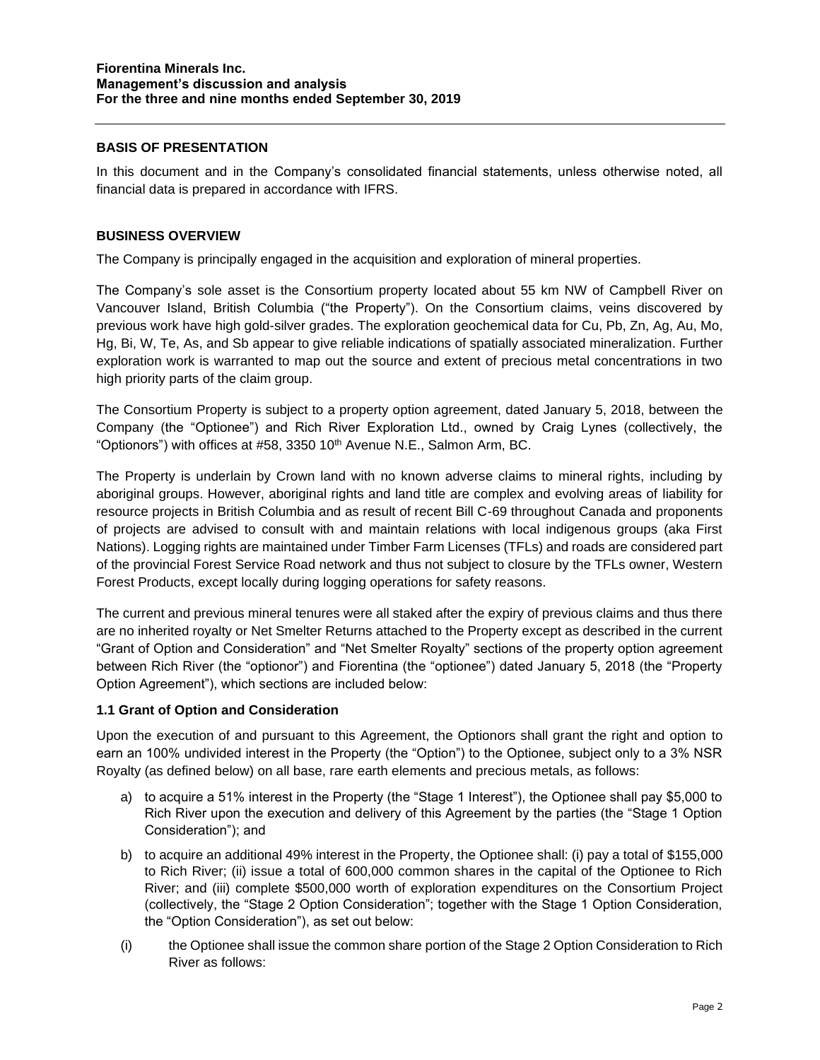## BASIS OF PRESENTATION

In this document and in the Company's consolidated financial statements, unless otherwise noted, all financial data is prepared in accordance with IFRS.

## BUSINESS OVERVIEW

The Company is principally engaged in the acquisition and exploration of mineral properties.

The Company's sole asset is the Consortium property located about 55 km NW of Campbell River on Vancouver Island, British Columbia ("the Property"). On the Consortium claims, veins discovered by previous work have high gold-silver grades. The exploration geochemical data for Cu, Pb, Zn, Ag, Au, Mo, Hg, Bi, W, Te, As, and Sb appear to give reliable indications of spatially associated mineralization. Further exploration work is warranted to map out the source and extent of precious metal concentrations in two high priority parts of the claim group.

The Consortium Property is subject to a property option agreement, dated January 5, 2018, between the Company (the "Optionee") and Rich River Exploration Ltd., owned by Craig Lynes (collectively, the "Optionors") with offices at #58, 3350 10th Avenue N.E., Salmon Arm, BC.

The Property is underlain by Crown land with no known adverse claims to mineral rights, including by aboriginal groups. However, aboriginal rights and land title are complex and evolving areas of liability for resource projects in British Columbia and as result of recent Bill C-69 throughout Canada and proponents of projects are advised to consult with and maintain relations with local indigenous groups (aka First Nations). Logging rights are maintained under Timber Farm Licenses (TFLs) and roads are considered part of the provincial Forest Service Road network and thus not subject to closure by the TFLs owner, Western Forest Products, except locally during logging operations for safety reasons.

The current and previous mineral tenures were all staked after the expiry of previous claims and thus there are no inherited royalty or Net Smelter Returns attached to the Property except as described in the current "Grant of Option and Consideration" and "Net Smelter Royalty" sections of the property option agreement between Rich River (the "optionor") and Fiorentina (the "optionee") dated January 5, 2018 (the "Property Option Agreement"), which sections are included below:

### 1.1 Grant of Option and Consideration

Upon the execution of and pursuant to this Agreement, the Optionors shall grant the right and option to earn an 100% undivided interest in the Property (the "Option") to the Optionee, subject only to a 3% NSR Royalty (as defined below) on all base, rare earth elements and precious metals, as follows:

a) to acquire a 51% interest in the Property (the "Stage 1 Interest"), the Optionee shall pay $5,000 to Rich River upon the execution and delivery of this Agreement by the parties (the "Stage 1 Option Consideration"); and

b) to acquire an additional 49% interest in the Property, the Optionee shall: (i) pay a total of $155,000 to Rich River; (ii) issue a total of 600,000 common shares in the capital of the Optionee to Rich River; and (iii) complete $500,000 worth of exploration expenditures on the Consortium Project (collectively, the "Stage 2 Option Consideration"; together with the Stage 1 Option Consideration, the "Option Consideration"), as set out below:

(i) the Optionee shall issue the common share portion of the Stage 2 Option Consideration to Rich River as follows: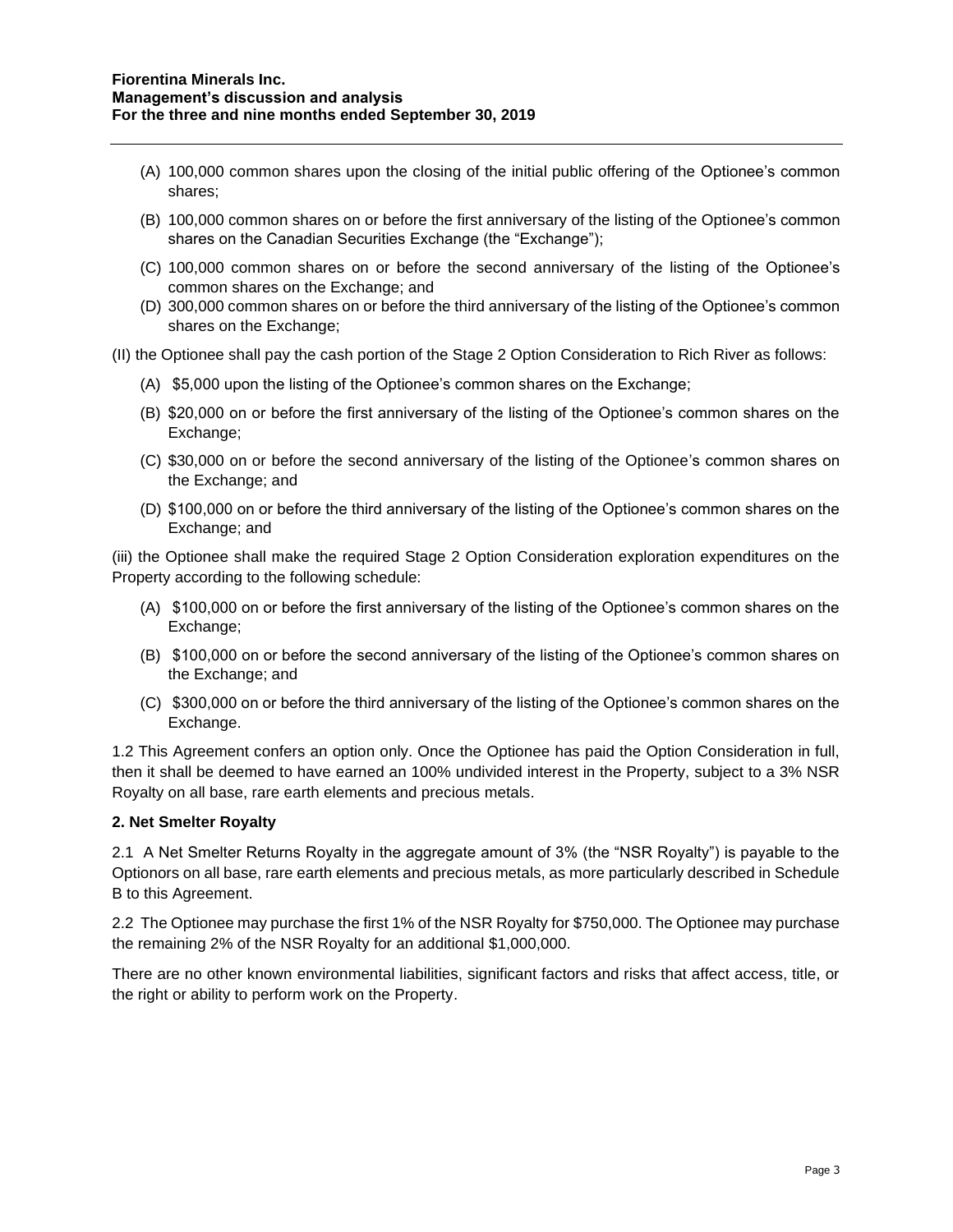(A) 100,000 common shares upon the closing of the initial public offering of the Optionee's common shares;

(B) 100,000 common shares on or before the first anniversary of the listing of the Optionee's common shares on the Canadian Securities Exchange (the "Exchange");

(C) 100,000 common shares on or before the second anniversary of the listing of the Optionee's common shares on the Exchange; and

(D) 300,000 common shares on or before the third anniversary of the listing of the Optionee's common shares on the Exchange;

(II) the Optionee shall pay the cash portion of the Stage 2 Option Consideration to Rich River as follows:

(A) $5,000 upon the listing of the Optionee's common shares on the Exchange;

(B) $20,000 on or before the first anniversary of the listing of the Optionee's common shares on the Exchange;

(C) $30,000 on or before the second anniversary of the listing of the Optionee's common shares on the Exchange; and

(D) $100,000 on or before the third anniversary of the listing of the Optionee's common shares on the Exchange; and

(iii) the Optionee shall make the required Stage 2 Option Consideration exploration expenditures on the Property according to the following schedule:

(A) $100,000 on or before the first anniversary of the listing of the Optionee's common shares on the Exchange;

(B) $100,000 on or before the second anniversary of the listing of the Optionee's common shares on the Exchange; and

(C) $300,000 on or before the third anniversary of the listing of the Optionee's common shares on the Exchange.

1.2 This Agreement confers an option only. Once the Optionee has paid the Option Consideration in full, then it shall be deemed to have earned an 100% undivided interest in the Property, subject to a 3% NSR Royalty on all base, rare earth elements and precious metals.

**2. Net Smelter Royalty**

2.1 A Net Smelter Returns Royalty in the aggregate amount of 3% (the "NSR Royalty") is payable to the Optionors on all base, rare earth elements and precious metals, as more particularly described in Schedule B to this Agreement.

2.2 The Optionee may purchase the first 1% of the NSR Royalty for $750,000. The Optionee may purchase the remaining 2% of the NSR Royalty for an additional $1,000,000.

There are no other known environmental liabilities, significant factors and risks that affect access, title, or the right or ability to perform work on the Property.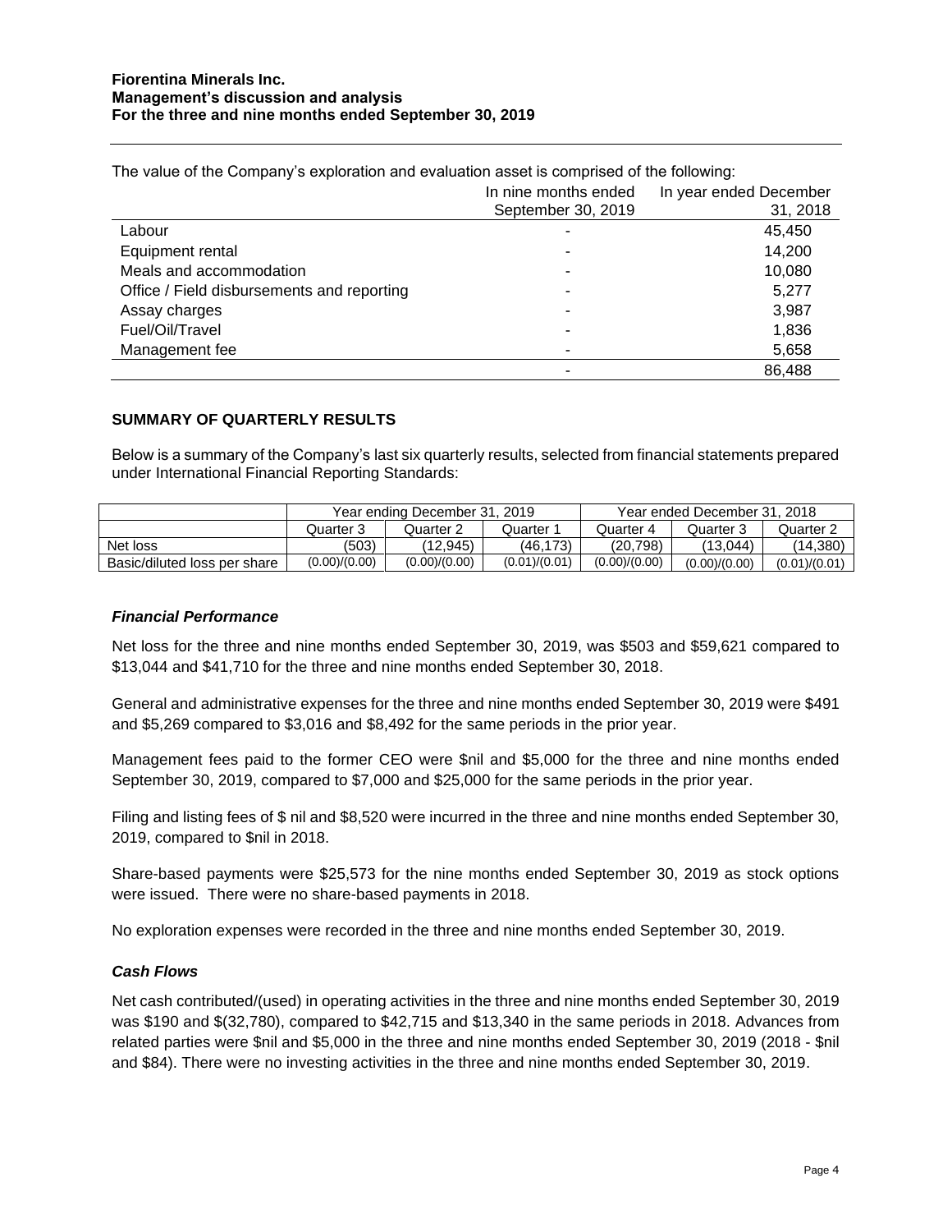The value of the Company's exploration and evaluation asset is comprised of the following:

| | In nine months ended September 30, 2019 | In year ended December 31, 2018 |
|---|---|---|
| Labour | - | 45,450 |
| Equipment rental | - | 14,200 |
| Meals and accommodation | - | 10,080 |
| Office / Field disbursements and reporting | - | 5,277 |
| Assay charges | - | 3,987 |
| Fuel/Oil/Travel | - | 1,836 |
| Management fee | - | 5,658 |
| | - | 86,488 |

## SUMMARY OF QUARTERLY RESULTS

Below is a summary of the Company's last six quarterly results, selected from financial statements prepared under International Financial Reporting Standards:

| | Year ending December 31, 2019 | | | Year ended December 31, 2018 | | |
|---|---|---|---|---|---|---|
| | Quarter 3 | Quarter 2 | Quarter 1 | Quarter 4 | Quarter 3 | Quarter 2 |
| Net loss | (503) | (12,945) | (46,173) | (20,798) | (13,044) | (14,380) |
| Basic/diluted loss per share | (0.00)/(0.00) | (0.00)/(0.00) | (0.01)/(0.01) | (0.00)/(0.00) | (0.00)/(0.00) | (0.01)/(0.01) |

### *Financial Performance*

Net loss for the three and nine months ended September 30, 2019, was $503 and $59,621 compared to $13,044 and $41,710 for the three and nine months ended September 30, 2018.

General and administrative expenses for the three and nine months ended September 30, 2019 were $491 and $5,269 compared to $3,016 and $8,492 for the same periods in the prior year.

Management fees paid to the former CEO were $nil and $5,000 for the three and nine months ended September 30, 2019, compared to $7,000 and $25,000 for the same periods in the prior year.

Filing and listing fees of $ nil and $8,520 were incurred in the three and nine months ended September 30, 2019, compared to $nil in 2018.

Share-based payments were $25,573 for the nine months ended September 30, 2019 as stock options were issued. There were no share-based payments in 2018.

No exploration expenses were recorded in the three and nine months ended September 30, 2019.

### *Cash Flows*

Net cash contributed/(used) in operating activities in the three and nine months ended September 30, 2019 was $190 and $(32,780), compared to $42,715 and $13,340 in the same periods in 2018. Advances from related parties were $nil and $5,000 in the three and nine months ended September 30, 2019 (2018 - $nil and $84). There were no investing activities in the three and nine months ended September 30, 2019.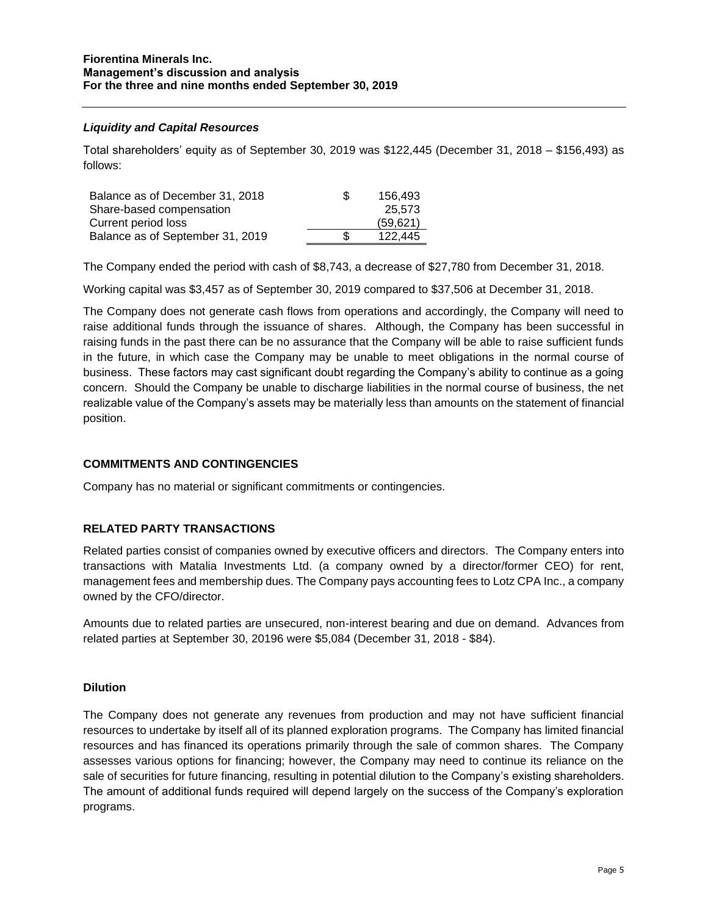### *Liquidity and Capital Resources*

Total shareholders' equity as of September 30, 2019 was $122,445 (December 31, 2018 – $156,493) as follows:

| | | |
|---|---|---|
| Balance as of December 31, 2018 | $ | 156,493 |
| Share-based compensation | | 25,573 |
| Current period loss | | (59,621) |
| Balance as of September 31, 2019 | $ | 122,445 |

The Company ended the period with cash of $8,743, a decrease of $27,780 from December 31, 2018.

Working capital was $3,457 as of September 30, 2019 compared to $37,506 at December 31, 2018.

The Company does not generate cash flows from operations and accordingly, the Company will need to raise additional funds through the issuance of shares. Although, the Company has been successful in raising funds in the past there can be no assurance that the Company will be able to raise sufficient funds in the future, in which case the Company may be unable to meet obligations in the normal course of business. These factors may cast significant doubt regarding the Company's ability to continue as a going concern. Should the Company be unable to discharge liabilities in the normal course of business, the net realizable value of the Company's assets may be materially less than amounts on the statement of financial position.

## COMMITMENTS AND CONTINGENCIES

Company has no material or significant commitments or contingencies.

## RELATED PARTY TRANSACTIONS

Related parties consist of companies owned by executive officers and directors. The Company enters into transactions with Matalia Investments Ltd. (a company owned by a director/former CEO) for rent, management fees and membership dues. The Company pays accounting fees to Lotz CPA Inc., a company owned by the CFO/director.

Amounts due to related parties are unsecured, non-interest bearing and due on demand. Advances from related parties at September 30, 20196 were $5,084 (December 31, 2018 - $84).

### Dilution

The Company does not generate any revenues from production and may not have sufficient financial resources to undertake by itself all of its planned exploration programs. The Company has limited financial resources and has financed its operations primarily through the sale of common shares. The Company assesses various options for financing; however, the Company may need to continue its reliance on the sale of securities for future financing, resulting in potential dilution to the Company's existing shareholders. The amount of additional funds required will depend largely on the success of the Company's exploration programs.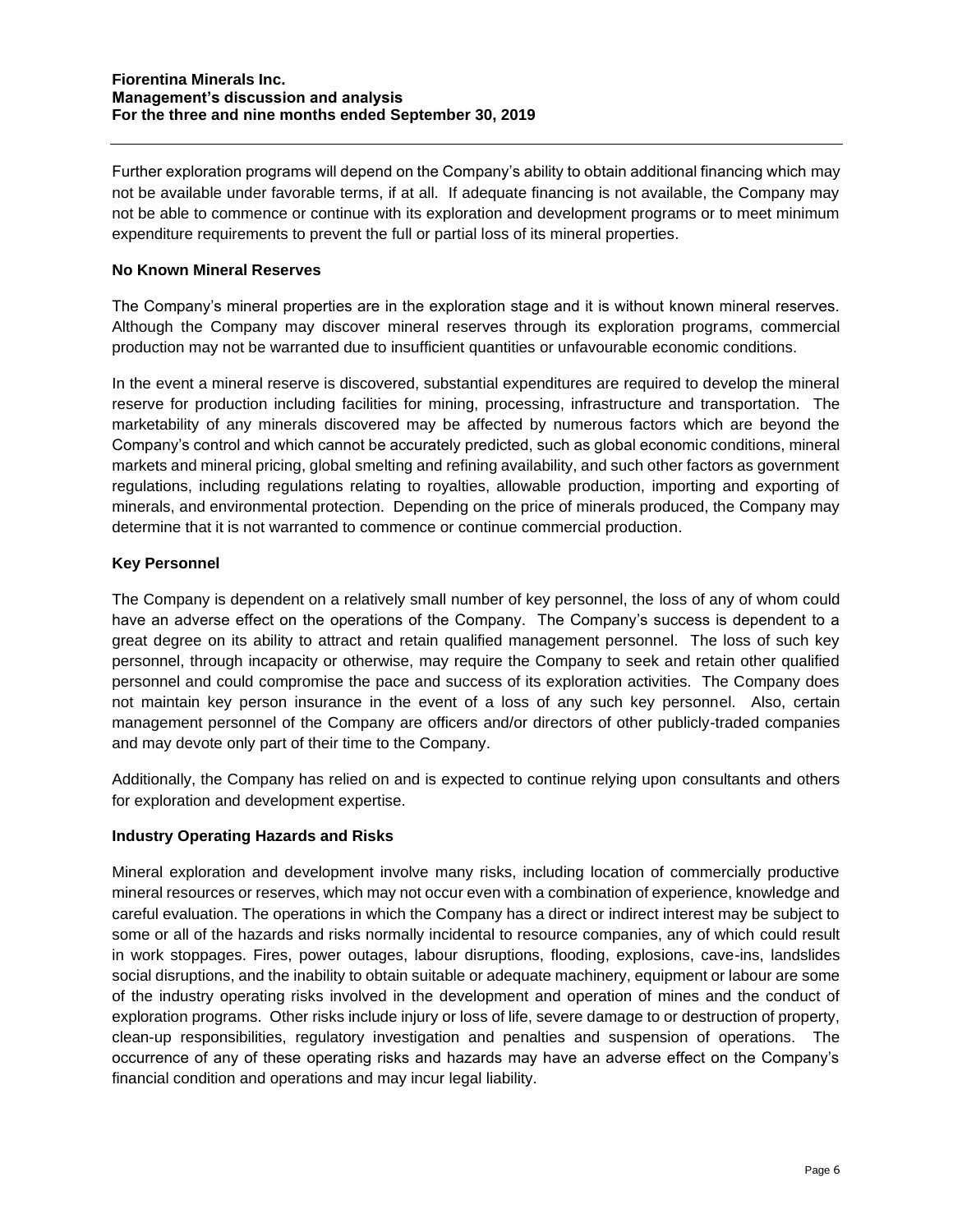Further exploration programs will depend on the Company's ability to obtain additional financing which may not be available under favorable terms, if at all. If adequate financing is not available, the Company may not be able to commence or continue with its exploration and development programs or to meet minimum expenditure requirements to prevent the full or partial loss of its mineral properties.

### No Known Mineral Reserves

The Company's mineral properties are in the exploration stage and it is without known mineral reserves. Although the Company may discover mineral reserves through its exploration programs, commercial production may not be warranted due to insufficient quantities or unfavourable economic conditions.

In the event a mineral reserve is discovered, substantial expenditures are required to develop the mineral reserve for production including facilities for mining, processing, infrastructure and transportation. The marketability of any minerals discovered may be affected by numerous factors which are beyond the Company's control and which cannot be accurately predicted, such as global economic conditions, mineral markets and mineral pricing, global smelting and refining availability, and such other factors as government regulations, including regulations relating to royalties, allowable production, importing and exporting of minerals, and environmental protection. Depending on the price of minerals produced, the Company may determine that it is not warranted to commence or continue commercial production.

### Key Personnel

The Company is dependent on a relatively small number of key personnel, the loss of any of whom could have an adverse effect on the operations of the Company. The Company's success is dependent to a great degree on its ability to attract and retain qualified management personnel. The loss of such key personnel, through incapacity or otherwise, may require the Company to seek and retain other qualified personnel and could compromise the pace and success of its exploration activities. The Company does not maintain key person insurance in the event of a loss of any such key personnel. Also, certain management personnel of the Company are officers and/or directors of other publicly-traded companies and may devote only part of their time to the Company.

Additionally, the Company has relied on and is expected to continue relying upon consultants and others for exploration and development expertise.

### Industry Operating Hazards and Risks

Mineral exploration and development involve many risks, including location of commercially productive mineral resources or reserves, which may not occur even with a combination of experience, knowledge and careful evaluation. The operations in which the Company has a direct or indirect interest may be subject to some or all of the hazards and risks normally incidental to resource companies, any of which could result in work stoppages. Fires, power outages, labour disruptions, flooding, explosions, cave-ins, landslides social disruptions, and the inability to obtain suitable or adequate machinery, equipment or labour are some of the industry operating risks involved in the development and operation of mines and the conduct of exploration programs. Other risks include injury or loss of life, severe damage to or destruction of property, clean-up responsibilities, regulatory investigation and penalties and suspension of operations. The occurrence of any of these operating risks and hazards may have an adverse effect on the Company's financial condition and operations and may incur legal liability.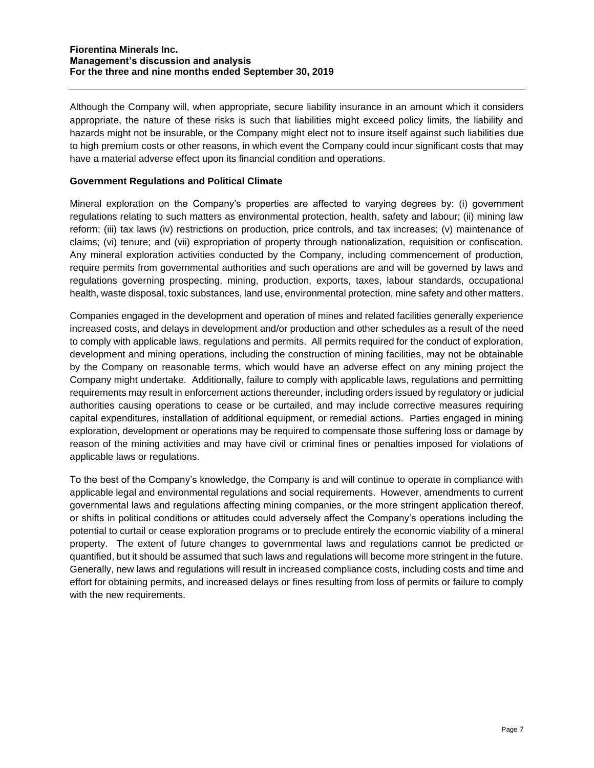Although the Company will, when appropriate, secure liability insurance in an amount which it considers appropriate, the nature of these risks is such that liabilities might exceed policy limits, the liability and hazards might not be insurable, or the Company might elect not to insure itself against such liabilities due to high premium costs or other reasons, in which event the Company could incur significant costs that may have a material adverse effect upon its financial condition and operations.

**Government Regulations and Political Climate**

Mineral exploration on the Company's properties are affected to varying degrees by: (i) government regulations relating to such matters as environmental protection, health, safety and labour; (ii) mining law reform; (iii) tax laws (iv) restrictions on production, price controls, and tax increases; (v) maintenance of claims; (vi) tenure; and (vii) expropriation of property through nationalization, requisition or confiscation. Any mineral exploration activities conducted by the Company, including commencement of production, require permits from governmental authorities and such operations are and will be governed by laws and regulations governing prospecting, mining, production, exports, taxes, labour standards, occupational health, waste disposal, toxic substances, land use, environmental protection, mine safety and other matters.

Companies engaged in the development and operation of mines and related facilities generally experience increased costs, and delays in development and/or production and other schedules as a result of the need to comply with applicable laws, regulations and permits. All permits required for the conduct of exploration, development and mining operations, including the construction of mining facilities, may not be obtainable by the Company on reasonable terms, which would have an adverse effect on any mining project the Company might undertake. Additionally, failure to comply with applicable laws, regulations and permitting requirements may result in enforcement actions thereunder, including orders issued by regulatory or judicial authorities causing operations to cease or be curtailed, and may include corrective measures requiring capital expenditures, installation of additional equipment, or remedial actions. Parties engaged in mining exploration, development or operations may be required to compensate those suffering loss or damage by reason of the mining activities and may have civil or criminal fines or penalties imposed for violations of applicable laws or regulations.

To the best of the Company's knowledge, the Company is and will continue to operate in compliance with applicable legal and environmental regulations and social requirements. However, amendments to current governmental laws and regulations affecting mining companies, or the more stringent application thereof, or shifts in political conditions or attitudes could adversely affect the Company's operations including the potential to curtail or cease exploration programs or to preclude entirely the economic viability of a mineral property. The extent of future changes to governmental laws and regulations cannot be predicted or quantified, but it should be assumed that such laws and regulations will become more stringent in the future. Generally, new laws and regulations will result in increased compliance costs, including costs and time and effort for obtaining permits, and increased delays or fines resulting from loss of permits or failure to comply with the new requirements.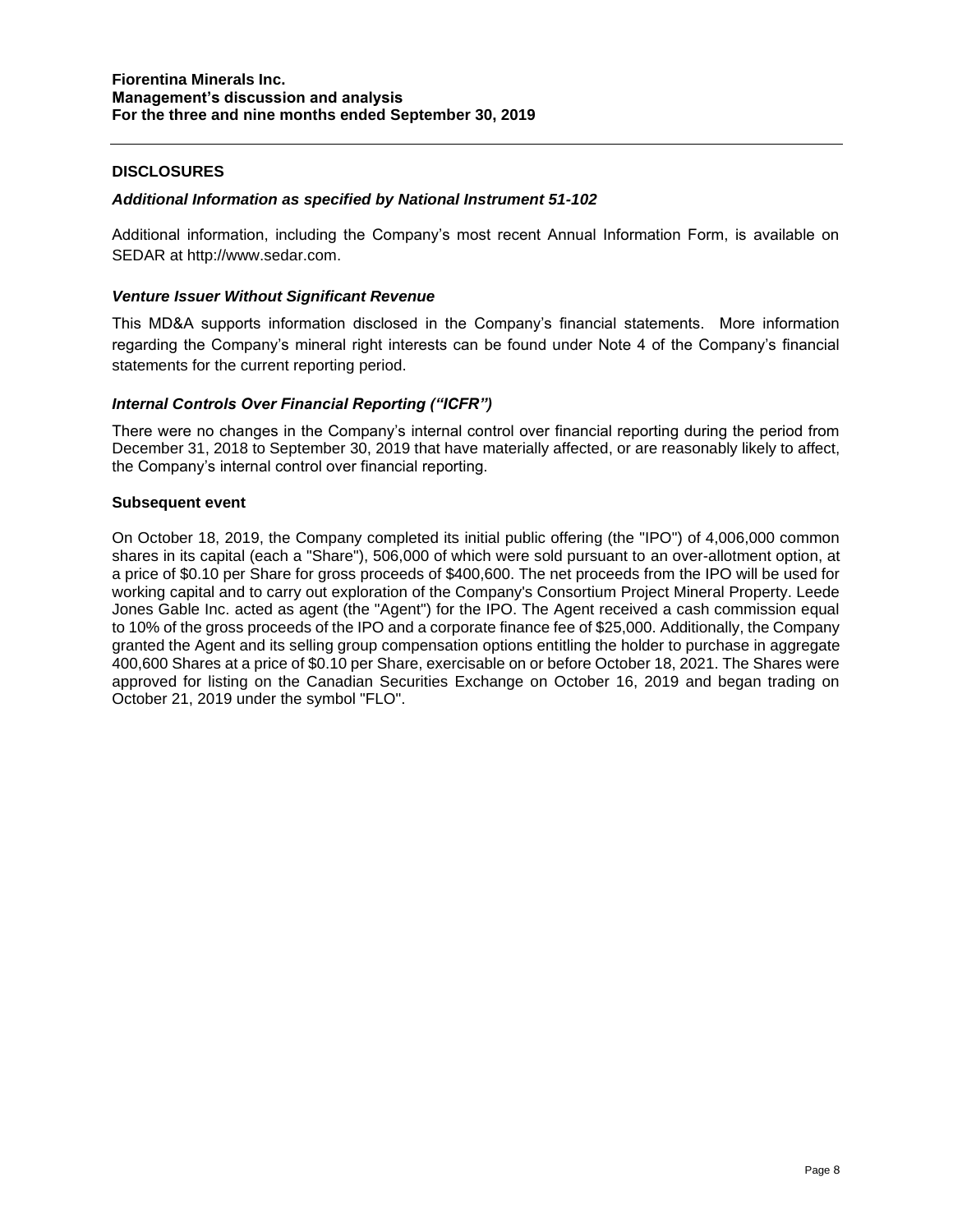## DISCLOSURES

### *Additional Information as specified by National Instrument 51-102*

Additional information, including the Company's most recent Annual Information Form, is available on SEDAR at http://www.sedar.com.

### *Venture Issuer Without Significant Revenue*

This MD&A supports information disclosed in the Company's financial statements. More information regarding the Company's mineral right interests can be found under Note 4 of the Company's financial statements for the current reporting period.

### *Internal Controls Over Financial Reporting ("ICFR")*

There were no changes in the Company's internal control over financial reporting during the period from December 31, 2018 to September 30, 2019 that have materially affected, or are reasonably likely to affect, the Company's internal control over financial reporting.

### Subsequent event

On October 18, 2019, the Company completed its initial public offering (the "IPO") of 4,006,000 common shares in its capital (each a "Share"), 506,000 of which were sold pursuant to an over-allotment option, at a price of $0.10 per Share for gross proceeds of $400,600. The net proceeds from the IPO will be used for working capital and to carry out exploration of the Company's Consortium Project Mineral Property. Leede Jones Gable Inc. acted as agent (the "Agent") for the IPO. The Agent received a cash commission equal to 10% of the gross proceeds of the IPO and a corporate finance fee of $25,000. Additionally, the Company granted the Agent and its selling group compensation options entitling the holder to purchase in aggregate 400,600 Shares at a price of $0.10 per Share, exercisable on or before October 18, 2021. The Shares were approved for listing on the Canadian Securities Exchange on October 16, 2019 and began trading on October 21, 2019 under the symbol "FLO".